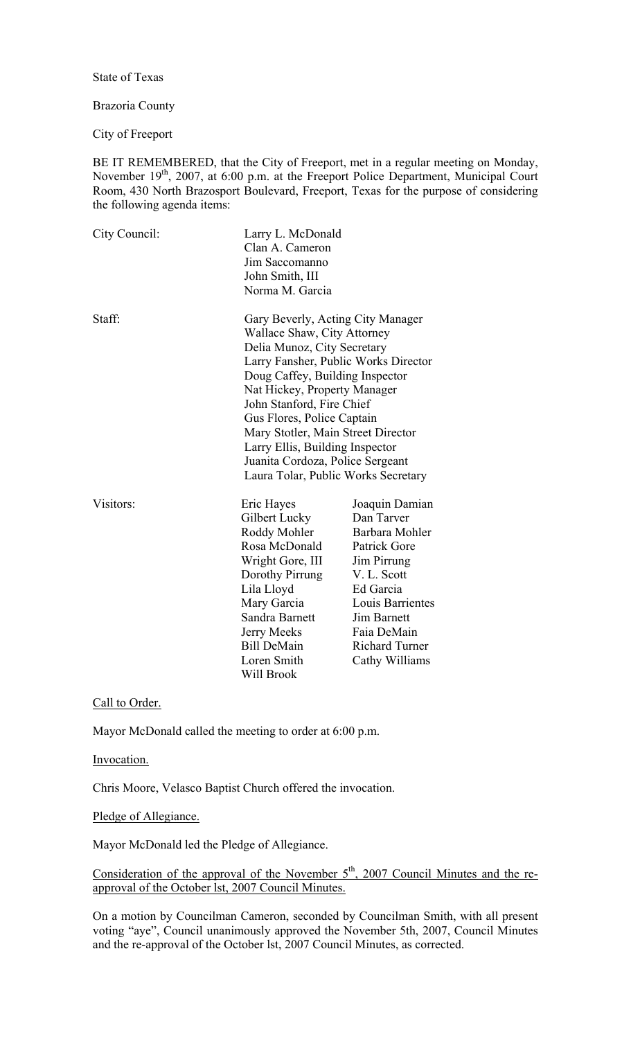State of Texas

Brazoria County

City of Freeport

BE IT REMEMBERED, that the City of Freeport, met in a regular meeting on Monday, November 19th, 2007, at 6:00 p.m. at the Freeport Police Department, Municipal Court Room, 430 North Brazosport Boulevard, Freeport, Texas for the purpose of considering the following agenda items:

City Council:
Larry L. McDonald
Clan A. Cameron
Jim Saccomanno
John Smith, III
Norma M. Garcia

Staff:
Gary Beverly, Acting City Manager
Wallace Shaw, City Attorney
Delia Munoz, City Secretary
Larry Fansher, Public Works Director
Doug Caffey, Building Inspector
Nat Hickey, Property Manager
John Stanford, Fire Chief
Gus Flores, Police Captain
Mary Stotler, Main Street Director
Larry Ellis, Building Inspector
Juanita Cordoza, Police Sergeant
Laura Tolar, Public Works Secretary

Visitors:

| | |
|---|---|
| Eric Hayes | Joaquin Damian |
| Gilbert Lucky | Dan Tarver |
| Roddy Mohler | Barbara Mohler |
| Rosa McDonald | Patrick Gore |
| Wright Gore, III | Jim Pirrung |
| Dorothy Pirrung | V. L. Scott |
| Lila Lloyd | Ed Garcia |
| Mary Garcia | Louis Barrientes |
| Sandra Barnett | Jim Barnett |
| Jerry Meeks | Faia DeMain |
| Bill DeMain | Richard Turner |
| Loren Smith | Cathy Williams |
| Will Brook | |

Call to Order.

Mayor McDonald called the meeting to order at 6:00 p.m.

Invocation.

Chris Moore, Velasco Baptist Church offered the invocation.

Pledge of Allegiance.

Mayor McDonald led the Pledge of Allegiance.

Consideration of the approval of the November 5th, 2007 Council Minutes and the re-approval of the October lst, 2007 Council Minutes.

On a motion by Councilman Cameron, seconded by Councilman Smith, with all present voting "aye", Council unanimously approved the November 5th, 2007, Council Minutes and the re-approval of the October lst, 2007 Council Minutes, as corrected.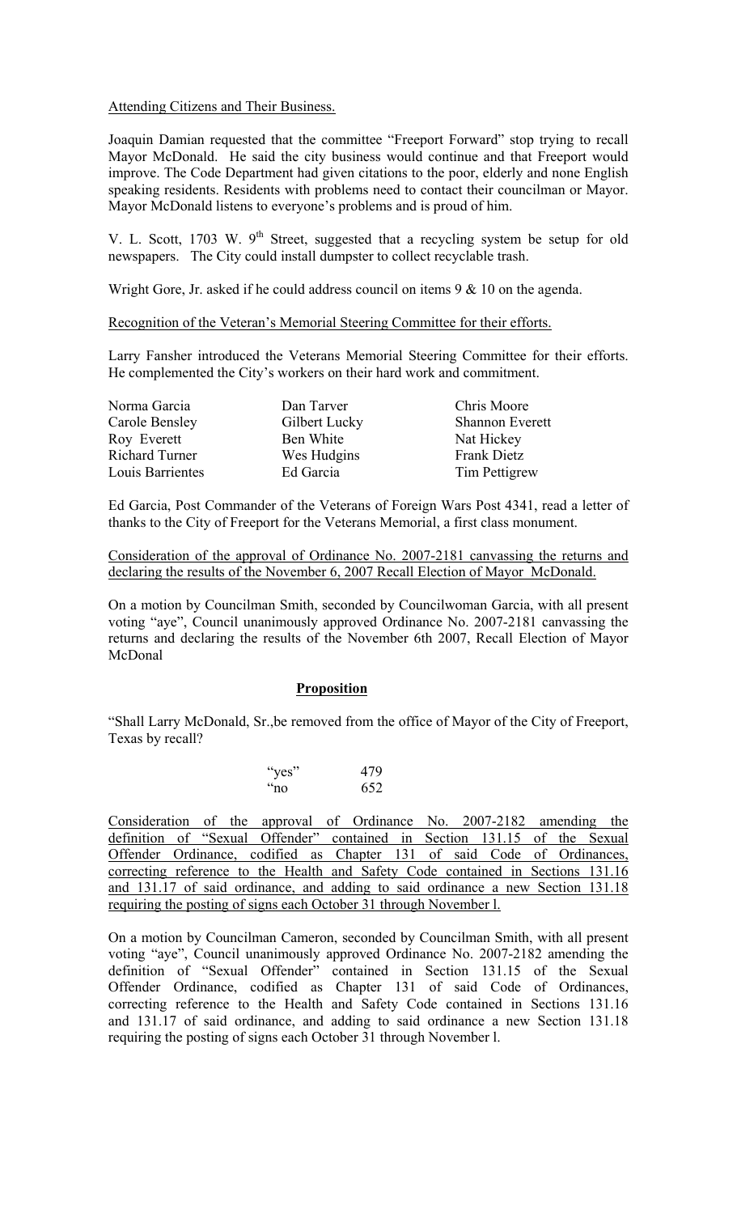Attending Citizens and Their Business.

Joaquin Damian requested that the committee "Freeport Forward" stop trying to recall Mayor McDonald. He said the city business would continue and that Freeport would improve. The Code Department had given citations to the poor, elderly and none English speaking residents. Residents with problems need to contact their councilman or Mayor. Mayor McDonald listens to everyone's problems and is proud of him.

V. L. Scott, 1703 W. 9th Street, suggested that a recycling system be setup for old newspapers. The City could install dumpster to collect recyclable trash.

Wright Gore, Jr. asked if he could address council on items 9 & 10 on the agenda.

Recognition of the Veteran's Memorial Steering Committee for their efforts.

Larry Fansher introduced the Veterans Memorial Steering Committee for their efforts. He complemented the City's workers on their hard work and commitment.

| | | |
|---|---|---|
| Norma Garcia | Dan Tarver | Chris Moore |
| Carole Bensley | Gilbert Lucky | Shannon Everett |
| Roy Everett | Ben White | Nat Hickey |
| Richard Turner | Wes Hudgins | Frank Dietz |
| Louis Barrientes | Ed Garcia | Tim Pettigrew |

Ed Garcia, Post Commander of the Veterans of Foreign Wars Post 4341, read a letter of thanks to the City of Freeport for the Veterans Memorial, a first class monument.

Consideration of the approval of Ordinance No. 2007-2181 canvassing the returns and declaring the results of the November 6, 2007 Recall Election of Mayor McDonald.

On a motion by Councilman Smith, seconded by Councilwoman Garcia, with all present voting "aye", Council unanimously approved Ordinance No. 2007-2181 canvassing the returns and declaring the results of the November 6th 2007, Recall Election of Mayor McDonal

**Proposition**

"Shall Larry McDonald, Sr.,be removed from the office of Mayor of the City of Freeport, Texas by recall?

| | |
|---|---|
| "yes" | 479 |
| "no | 652 |

Consideration of the approval of Ordinance No. 2007-2182 amending the definition of "Sexual Offender" contained in Section 131.15 of the Sexual Offender Ordinance, codified as Chapter 131 of said Code of Ordinances, correcting reference to the Health and Safety Code contained in Sections 131.16 and 131.17 of said ordinance, and adding to said ordinance a new Section 131.18 requiring the posting of signs each October 31 through November l.

On a motion by Councilman Cameron, seconded by Councilman Smith, with all present voting "aye", Council unanimously approved Ordinance No. 2007-2182 amending the definition of "Sexual Offender" contained in Section 131.15 of the Sexual Offender Ordinance, codified as Chapter 131 of said Code of Ordinances, correcting reference to the Health and Safety Code contained in Sections 131.16 and 131.17 of said ordinance, and adding to said ordinance a new Section 131.18 requiring the posting of signs each October 31 through November l.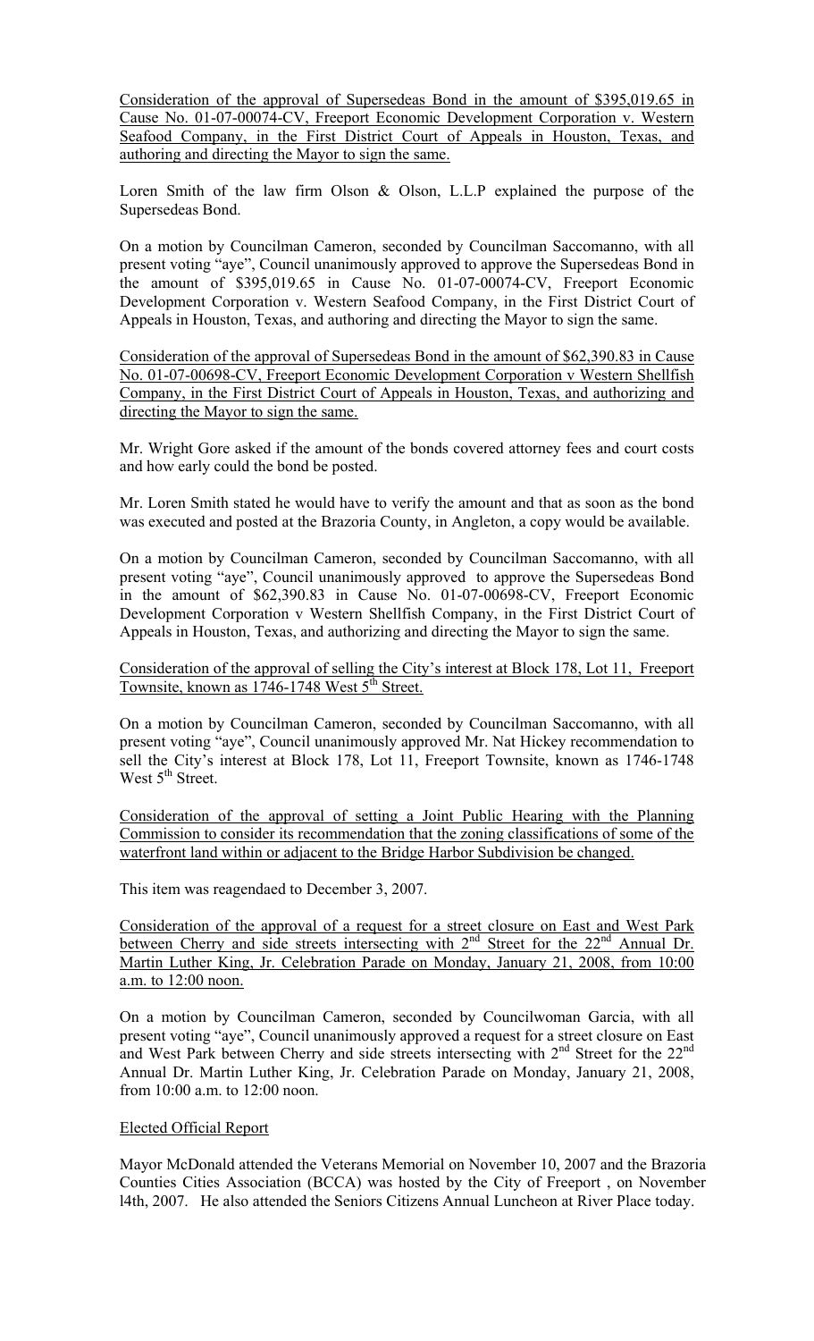Consideration of the approval of Supersedeas Bond in the amount of $395,019.65 in Cause No. 01-07-00074-CV, Freeport Economic Development Corporation v. Western Seafood Company, in the First District Court of Appeals in Houston, Texas, and authoring and directing the Mayor to sign the same.

Loren Smith of the law firm Olson & Olson, L.L.P explained the purpose of the Supersedeas Bond.

On a motion by Councilman Cameron, seconded by Councilman Saccomanno, with all present voting "aye", Council unanimously approved to approve the Supersedeas Bond in the amount of $395,019.65 in Cause No. 01-07-00074-CV, Freeport Economic Development Corporation v. Western Seafood Company, in the First District Court of Appeals in Houston, Texas, and authoring and directing the Mayor to sign the same.

Consideration of the approval of Supersedeas Bond in the amount of $62,390.83 in Cause No. 01-07-00698-CV, Freeport Economic Development Corporation v Western Shellfish Company, in the First District Court of Appeals in Houston, Texas, and authorizing and directing the Mayor to sign the same.

Mr. Wright Gore asked if the amount of the bonds covered attorney fees and court costs and how early could the bond be posted.

Mr. Loren Smith stated he would have to verify the amount and that as soon as the bond was executed and posted at the Brazoria County, in Angleton, a copy would be available.

On a motion by Councilman Cameron, seconded by Councilman Saccomanno, with all present voting "aye", Council unanimously approved to approve the Supersedeas Bond in the amount of $62,390.83 in Cause No. 01-07-00698-CV, Freeport Economic Development Corporation v Western Shellfish Company, in the First District Court of Appeals in Houston, Texas, and authorizing and directing the Mayor to sign the same.

Consideration of the approval of selling the City's interest at Block 178, Lot 11, Freeport Townsite, known as 1746-1748 West 5th Street.

On a motion by Councilman Cameron, seconded by Councilman Saccomanno, with all present voting "aye", Council unanimously approved Mr. Nat Hickey recommendation to sell the City's interest at Block 178, Lot 11, Freeport Townsite, known as 1746-1748 West 5th Street.

Consideration of the approval of setting a Joint Public Hearing with the Planning Commission to consider its recommendation that the zoning classifications of some of the waterfront land within or adjacent to the Bridge Harbor Subdivision be changed.

This item was reagendaed to December 3, 2007.

Consideration of the approval of a request for a street closure on East and West Park between Cherry and side streets intersecting with 2nd Street for the 22nd Annual Dr. Martin Luther King, Jr. Celebration Parade on Monday, January 21, 2008, from 10:00 a.m. to 12:00 noon.

On a motion by Councilman Cameron, seconded by Councilwoman Garcia, with all present voting "aye", Council unanimously approved a request for a street closure on East and West Park between Cherry and side streets intersecting with 2nd Street for the 22nd Annual Dr. Martin Luther King, Jr. Celebration Parade on Monday, January 21, 2008, from 10:00 a.m. to 12:00 noon.

Elected Official Report

Mayor McDonald attended the Veterans Memorial on November 10, 2007 and the Brazoria Counties Cities Association (BCCA) was hosted by the City of Freeport , on November l4th, 2007. He also attended the Seniors Citizens Annual Luncheon at River Place today.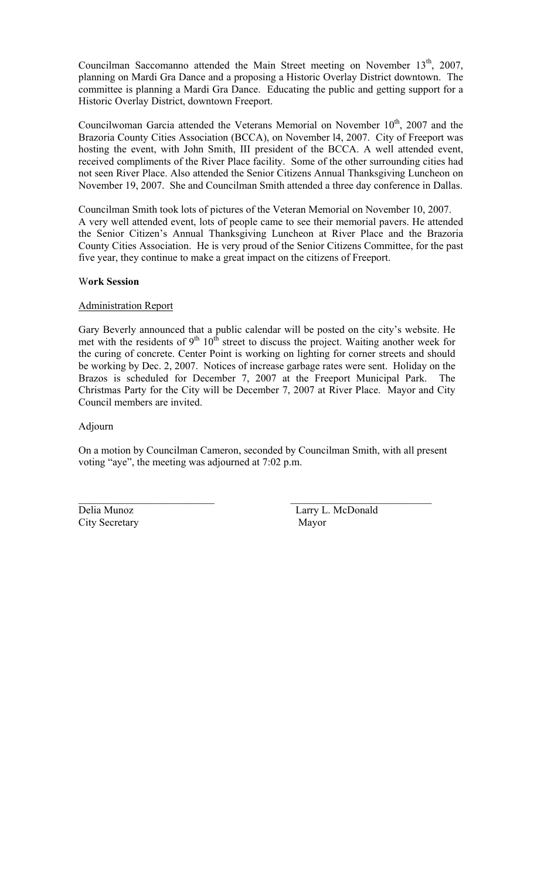Councilman Saccomanno attended the Main Street meeting on November 13th, 2007, planning on Mardi Gra Dance and a proposing a Historic Overlay District downtown. The committee is planning a Mardi Gra Dance. Educating the public and getting support for a Historic Overlay District, downtown Freeport.

Councilwoman Garcia attended the Veterans Memorial on November 10th, 2007 and the Brazoria County Cities Association (BCCA), on November l4, 2007. City of Freeport was hosting the event, with John Smith, III president of the BCCA. A well attended event, received compliments of the River Place facility. Some of the other surrounding cities had not seen River Place. Also attended the Senior Citizens Annual Thanksgiving Luncheon on November 19, 2007. She and Councilman Smith attended a three day conference in Dallas.

Councilman Smith took lots of pictures of the Veteran Memorial on November 10, 2007. A very well attended event, lots of people came to see their memorial pavers. He attended the Senior Citizen's Annual Thanksgiving Luncheon at River Place and the Brazoria County Cities Association. He is very proud of the Senior Citizens Committee, for the past five year, they continue to make a great impact on the citizens of Freeport.

**Work Session**

Administration Report

Gary Beverly announced that a public calendar will be posted on the city's website. He met with the residents of 9th 10th street to discuss the project. Waiting another week for the curing of concrete. Center Point is working on lighting for corner streets and should be working by Dec. 2, 2007. Notices of increase garbage rates were sent. Holiday on the Brazos is scheduled for December 7, 2007 at the Freeport Municipal Park. The Christmas Party for the City will be December 7, 2007 at River Place. Mayor and City Council members are invited.

Adjourn

On a motion by Councilman Cameron, seconded by Councilman Smith, with all present voting "aye", the meeting was adjourned at 7:02 p.m.

Delia Munoz
City Secretary

Larry L. McDonald
Mayor